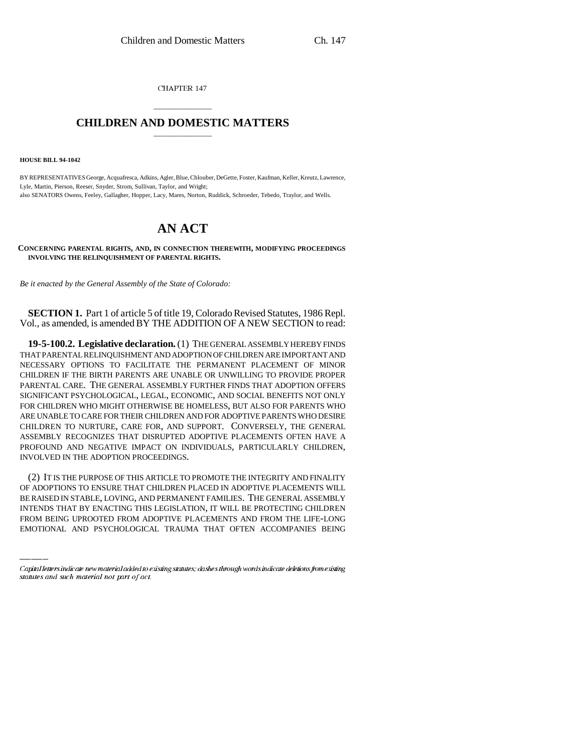CHAPTER 147

# CHILDREN AND DOMESTIC MATTERS

**HOUSE BILL 94-1042**

BY REPRESENTATIVES George, Acquafresca, Adkins, Agler, Blue, Chlouber, DeGette, Foster, Kaufman, Keller, Kreutz, Lawrence, Lyle, Martin, Pierson, Reeser, Snyder, Strom, Sullivan, Taylor, and Wright;
also SENATORS Owens, Feeley, Gallagher, Hopper, Lacy, Mares, Norton, Ruddick, Schroeder, Tebedo, Traylor, and Wells.

# AN ACT

**CONCERNING PARENTAL RIGHTS, AND, IN CONNECTION THEREWITH, MODIFYING PROCEEDINGS INVOLVING THE RELINQUISHMENT OF PARENTAL RIGHTS.**

*Be it enacted by the General Assembly of the State of Colorado:*

**SECTION 1.** Part 1 of article 5 of title 19, Colorado Revised Statutes, 1986 Repl. Vol., as amended, is amended BY THE ADDITION OF A NEW SECTION to read:

**19-5-100.2. Legislative declaration.** (1) THE GENERAL ASSEMBLY HEREBY FINDS THAT PARENTAL RELINQUISHMENT AND ADOPTION OF CHILDREN ARE IMPORTANT AND NECESSARY OPTIONS TO FACILITATE THE PERMANENT PLACEMENT OF MINOR CHILDREN IF THE BIRTH PARENTS ARE UNABLE OR UNWILLING TO PROVIDE PROPER PARENTAL CARE. THE GENERAL ASSEMBLY FURTHER FINDS THAT ADOPTION OFFERS SIGNIFICANT PSYCHOLOGICAL, LEGAL, ECONOMIC, AND SOCIAL BENEFITS NOT ONLY FOR CHILDREN WHO MIGHT OTHERWISE BE HOMELESS, BUT ALSO FOR PARENTS WHO ARE UNABLE TO CARE FOR THEIR CHILDREN AND FOR ADOPTIVE PARENTS WHO DESIRE CHILDREN TO NURTURE, CARE FOR, AND SUPPORT. CONVERSELY, THE GENERAL ASSEMBLY RECOGNIZES THAT DISRUPTED ADOPTIVE PLACEMENTS OFTEN HAVE A PROFOUND AND NEGATIVE IMPACT ON INDIVIDUALS, PARTICULARLY CHILDREN, INVOLVED IN THE ADOPTION PROCEEDINGS.

(2) IT IS THE PURPOSE OF THIS ARTICLE TO PROMOTE THE INTEGRITY AND FINALITY OF ADOPTIONS TO ENSURE THAT CHILDREN PLACED IN ADOPTIVE PLACEMENTS WILL BE RAISED IN STABLE, LOVING, AND PERMANENT FAMILIES. THE GENERAL ASSEMBLY INTENDS THAT BY ENACTING THIS LEGISLATION, IT WILL BE PROTECTING CHILDREN FROM BEING UPROOTED FROM ADOPTIVE PLACEMENTS AND FROM THE LIFE-LONG EMOTIONAL AND PSYCHOLOGICAL TRAUMA THAT OFTEN ACCOMPANIES BEING

Capital letters indicate new material added to existing statutes; dashes through words indicate deletions from existing statutes and such material not part of act.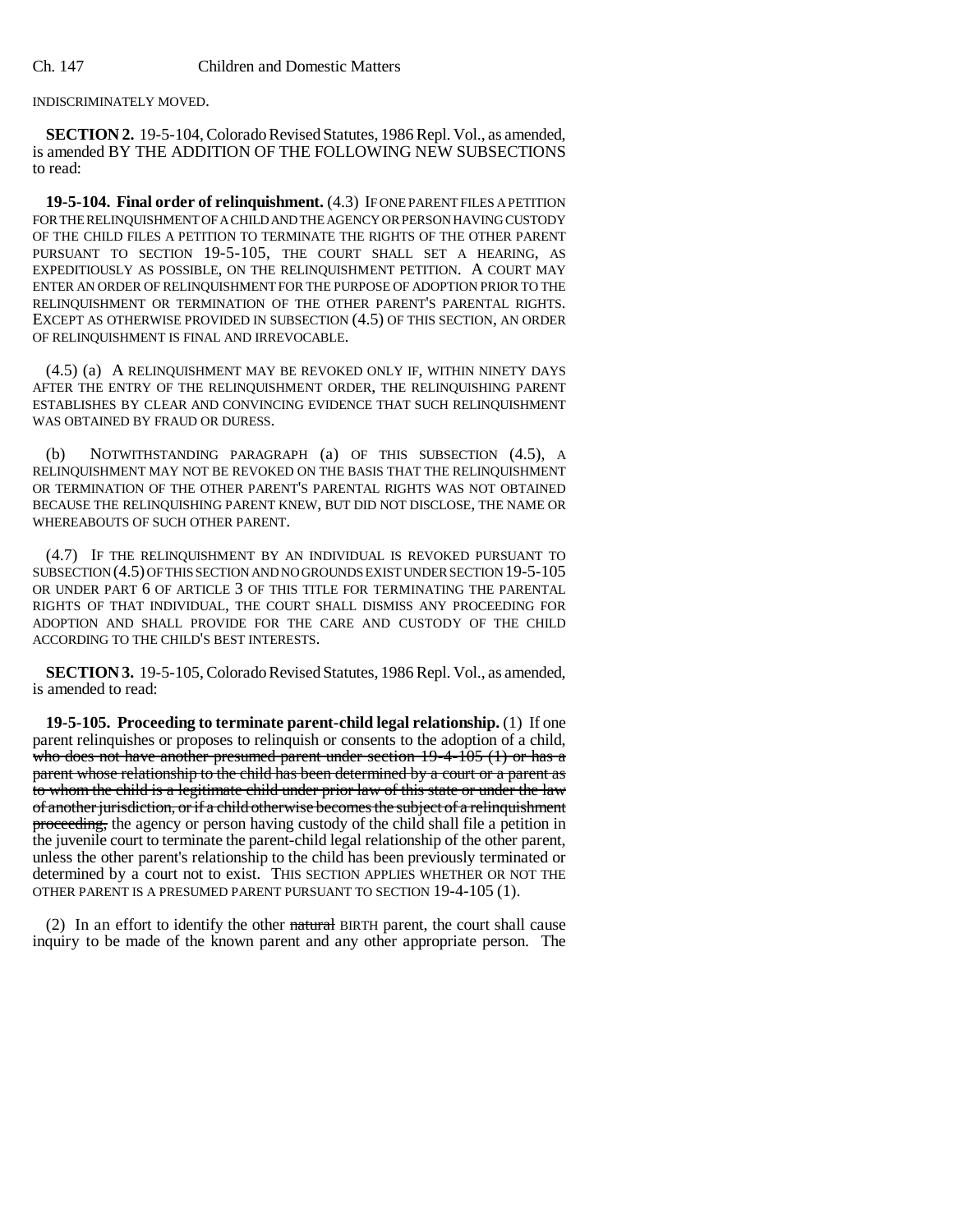INDISCRIMINATELY MOVED.

**SECTION 2.** 19-5-104, Colorado Revised Statutes, 1986 Repl. Vol., as amended, is amended BY THE ADDITION OF THE FOLLOWING NEW SUBSECTIONS to read:

**19-5-104. Final order of relinquishment.** (4.3) IF ONE PARENT FILES A PETITION FOR THE RELINQUISHMENT OF A CHILD AND THE AGENCY OR PERSON HAVING CUSTODY OF THE CHILD FILES A PETITION TO TERMINATE THE RIGHTS OF THE OTHER PARENT PURSUANT TO SECTION 19-5-105, THE COURT SHALL SET A HEARING, AS EXPEDITIOUSLY AS POSSIBLE, ON THE RELINQUISHMENT PETITION. A COURT MAY ENTER AN ORDER OF RELINQUISHMENT FOR THE PURPOSE OF ADOPTION PRIOR TO THE RELINQUISHMENT OR TERMINATION OF THE OTHER PARENT'S PARENTAL RIGHTS. EXCEPT AS OTHERWISE PROVIDED IN SUBSECTION (4.5) OF THIS SECTION, AN ORDER OF RELINQUISHMENT IS FINAL AND IRREVOCABLE.

(4.5) (a) A RELINQUISHMENT MAY BE REVOKED ONLY IF, WITHIN NINETY DAYS AFTER THE ENTRY OF THE RELINQUISHMENT ORDER, THE RELINQUISHING PARENT ESTABLISHES BY CLEAR AND CONVINCING EVIDENCE THAT SUCH RELINQUISHMENT WAS OBTAINED BY FRAUD OR DURESS.

(b) NOTWITHSTANDING PARAGRAPH (a) OF THIS SUBSECTION (4.5), A RELINQUISHMENT MAY NOT BE REVOKED ON THE BASIS THAT THE RELINQUISHMENT OR TERMINATION OF THE OTHER PARENT'S PARENTAL RIGHTS WAS NOT OBTAINED BECAUSE THE RELINQUISHING PARENT KNEW, BUT DID NOT DISCLOSE, THE NAME OR WHEREABOUTS OF SUCH OTHER PARENT.

(4.7) IF THE RELINQUISHMENT BY AN INDIVIDUAL IS REVOKED PURSUANT TO SUBSECTION (4.5) OF THIS SECTION AND NO GROUNDS EXIST UNDER SECTION 19-5-105 OR UNDER PART 6 OF ARTICLE 3 OF THIS TITLE FOR TERMINATING THE PARENTAL RIGHTS OF THAT INDIVIDUAL, THE COURT SHALL DISMISS ANY PROCEEDING FOR ADOPTION AND SHALL PROVIDE FOR THE CARE AND CUSTODY OF THE CHILD ACCORDING TO THE CHILD'S BEST INTERESTS.

**SECTION 3.** 19-5-105, Colorado Revised Statutes, 1986 Repl. Vol., as amended, is amended to read:

**19-5-105. Proceeding to terminate parent-child legal relationship.** (1) If one parent relinquishes or proposes to relinquish or consents to the adoption of a child, ~~who does not have another presumed parent under section 19-4-105 (1) or has a parent whose relationship to the child has been determined by a court or a parent as to whom the child is a legitimate child under prior law of this state or under the law of another jurisdiction, or if a child otherwise becomes the subject of a relinquishment proceeding,~~ the agency or person having custody of the child shall file a petition in the juvenile court to terminate the parent-child legal relationship of the other parent, unless the other parent's relationship to the child has been previously terminated or determined by a court not to exist. THIS SECTION APPLIES WHETHER OR NOT THE OTHER PARENT IS A PRESUMED PARENT PURSUANT TO SECTION 19-4-105 (1).

(2) In an effort to identify the other ~~natural~~ BIRTH parent, the court shall cause inquiry to be made of the known parent and any other appropriate person. The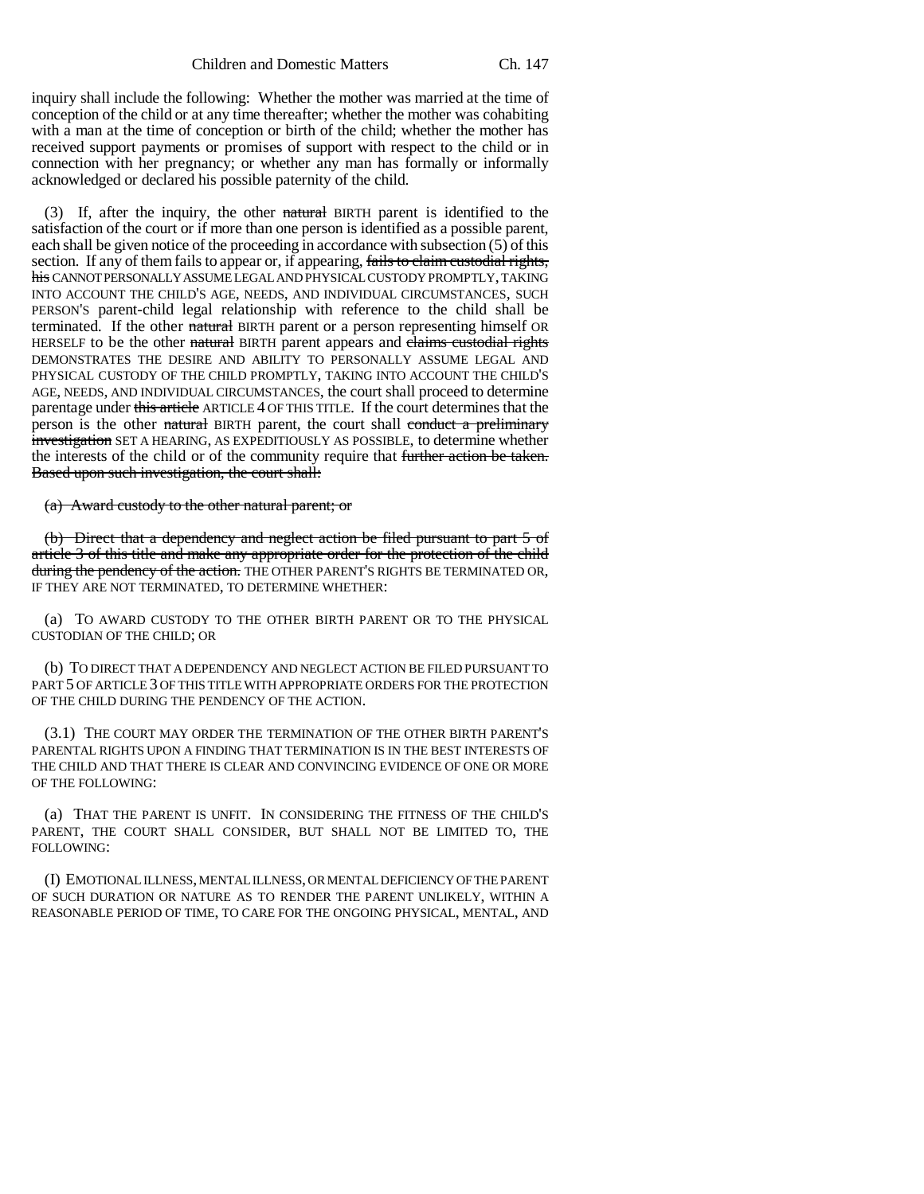inquiry shall include the following: Whether the mother was married at the time of conception of the child or at any time thereafter; whether the mother was cohabiting with a man at the time of conception or birth of the child; whether the mother has received support payments or promises of support with respect to the child or in connection with her pregnancy; or whether any man has formally or informally acknowledged or declared his possible paternity of the child.

(3) If, after the inquiry, the other ~~natural~~ BIRTH parent is identified to the satisfaction of the court or if more than one person is identified as a possible parent, each shall be given notice of the proceeding in accordance with subsection (5) of this section. If any of them fails to appear or, if appearing, ~~fails to claim custodial rights, his~~ CANNOT PERSONALLY ASSUME LEGAL AND PHYSICAL CUSTODY PROMPTLY, TAKING INTO ACCOUNT THE CHILD'S AGE, NEEDS, AND INDIVIDUAL CIRCUMSTANCES, SUCH PERSON'S parent-child legal relationship with reference to the child shall be terminated. If the other ~~natural~~ BIRTH parent or a person representing himself OR HERSELF to be the other ~~natural~~ BIRTH parent appears and ~~claims custodial rights~~ DEMONSTRATES THE DESIRE AND ABILITY TO PERSONALLY ASSUME LEGAL AND PHYSICAL CUSTODY OF THE CHILD PROMPTLY, TAKING INTO ACCOUNT THE CHILD'S AGE, NEEDS, AND INDIVIDUAL CIRCUMSTANCES, the court shall proceed to determine parentage under ~~this article~~ ARTICLE 4 OF THIS TITLE. If the court determines that the person is the other ~~natural~~ BIRTH parent, the court shall ~~conduct a preliminary investigation~~ SET A HEARING, AS EXPEDITIOUSLY AS POSSIBLE, to determine whether the interests of the child or of the community require that ~~further action be taken. Based upon such investigation, the court shall:~~

~~(a) Award custody to the other natural parent; or~~

~~(b) Direct that a dependency and neglect action be filed pursuant to part 5 of article 3 of this title and make any appropriate order for the protection of the child during the pendency of the action.~~ THE OTHER PARENT'S RIGHTS BE TERMINATED OR, IF THEY ARE NOT TERMINATED, TO DETERMINE WHETHER:

(a) TO AWARD CUSTODY TO THE OTHER BIRTH PARENT OR TO THE PHYSICAL CUSTODIAN OF THE CHILD; OR

(b) TO DIRECT THAT A DEPENDENCY AND NEGLECT ACTION BE FILED PURSUANT TO PART 5 OF ARTICLE 3 OF THIS TITLE WITH APPROPRIATE ORDERS FOR THE PROTECTION OF THE CHILD DURING THE PENDENCY OF THE ACTION.

(3.1) THE COURT MAY ORDER THE TERMINATION OF THE OTHER BIRTH PARENT'S PARENTAL RIGHTS UPON A FINDING THAT TERMINATION IS IN THE BEST INTERESTS OF THE CHILD AND THAT THERE IS CLEAR AND CONVINCING EVIDENCE OF ONE OR MORE OF THE FOLLOWING:

(a) THAT THE PARENT IS UNFIT. IN CONSIDERING THE FITNESS OF THE CHILD'S PARENT, THE COURT SHALL CONSIDER, BUT SHALL NOT BE LIMITED TO, THE FOLLOWING:

(I) EMOTIONAL ILLNESS, MENTAL ILLNESS, OR MENTAL DEFICIENCY OF THE PARENT OF SUCH DURATION OR NATURE AS TO RENDER THE PARENT UNLIKELY, WITHIN A REASONABLE PERIOD OF TIME, TO CARE FOR THE ONGOING PHYSICAL, MENTAL, AND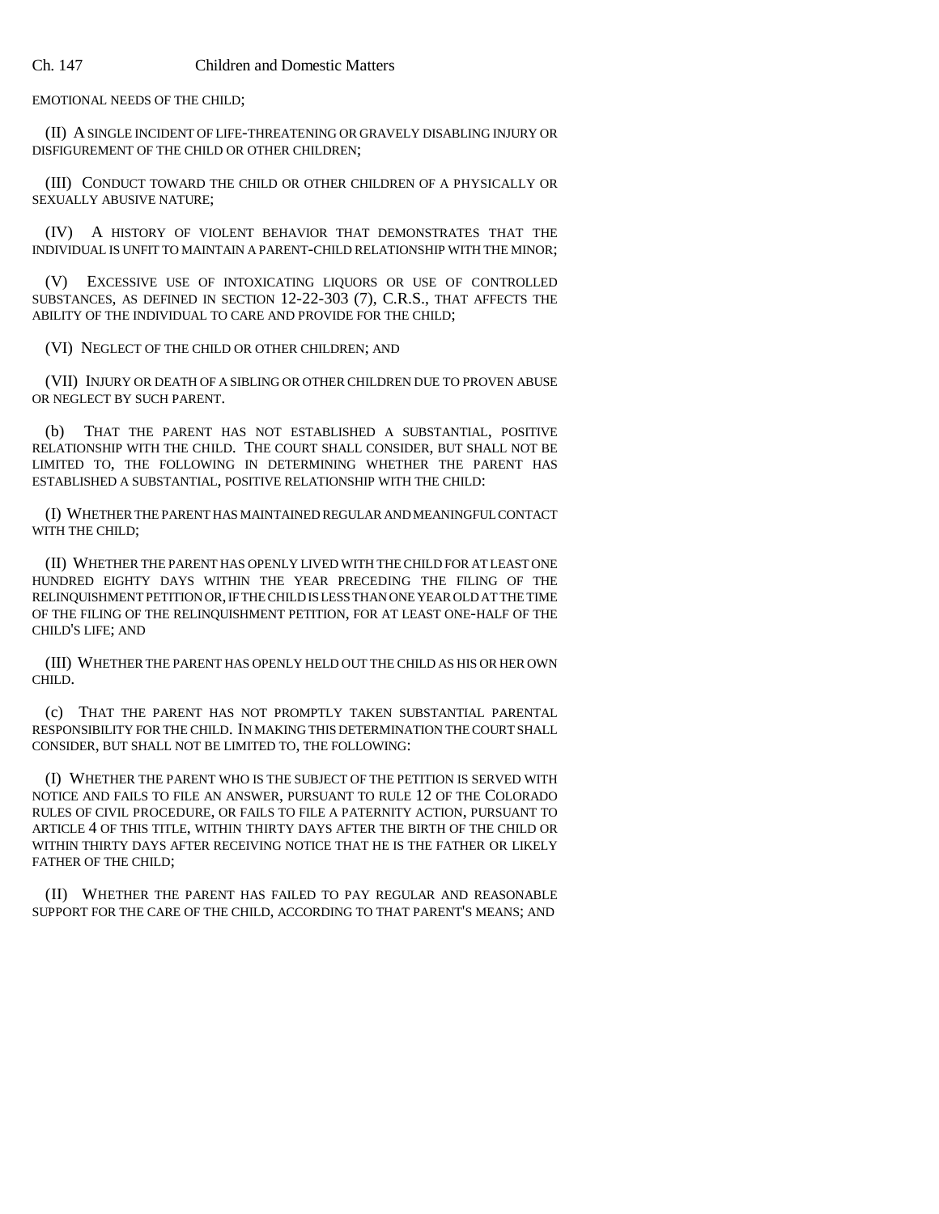EMOTIONAL NEEDS OF THE CHILD;

(II) A SINGLE INCIDENT OF LIFE-THREATENING OR GRAVELY DISABLING INJURY OR DISFIGUREMENT OF THE CHILD OR OTHER CHILDREN;

(III) CONDUCT TOWARD THE CHILD OR OTHER CHILDREN OF A PHYSICALLY OR SEXUALLY ABUSIVE NATURE;

(IV) A HISTORY OF VIOLENT BEHAVIOR THAT DEMONSTRATES THAT THE INDIVIDUAL IS UNFIT TO MAINTAIN A PARENT-CHILD RELATIONSHIP WITH THE MINOR;

(V) EXCESSIVE USE OF INTOXICATING LIQUORS OR USE OF CONTROLLED SUBSTANCES, AS DEFINED IN SECTION 12-22-303 (7), C.R.S., THAT AFFECTS THE ABILITY OF THE INDIVIDUAL TO CARE AND PROVIDE FOR THE CHILD;

(VI) NEGLECT OF THE CHILD OR OTHER CHILDREN; AND

(VII) INJURY OR DEATH OF A SIBLING OR OTHER CHILDREN DUE TO PROVEN ABUSE OR NEGLECT BY SUCH PARENT.

(b) THAT THE PARENT HAS NOT ESTABLISHED A SUBSTANTIAL, POSITIVE RELATIONSHIP WITH THE CHILD. THE COURT SHALL CONSIDER, BUT SHALL NOT BE LIMITED TO, THE FOLLOWING IN DETERMINING WHETHER THE PARENT HAS ESTABLISHED A SUBSTANTIAL, POSITIVE RELATIONSHIP WITH THE CHILD:

(I) WHETHER THE PARENT HAS MAINTAINED REGULAR AND MEANINGFUL CONTACT WITH THE CHILD;

(II) WHETHER THE PARENT HAS OPENLY LIVED WITH THE CHILD FOR AT LEAST ONE HUNDRED EIGHTY DAYS WITHIN THE YEAR PRECEDING THE FILING OF THE RELINQUISHMENT PETITION OR, IF THE CHILD IS LESS THAN ONE YEAR OLD AT THE TIME OF THE FILING OF THE RELINQUISHMENT PETITION, FOR AT LEAST ONE-HALF OF THE CHILD'S LIFE; AND

(III) WHETHER THE PARENT HAS OPENLY HELD OUT THE CHILD AS HIS OR HER OWN CHILD.

(c) THAT THE PARENT HAS NOT PROMPTLY TAKEN SUBSTANTIAL PARENTAL RESPONSIBILITY FOR THE CHILD. IN MAKING THIS DETERMINATION THE COURT SHALL CONSIDER, BUT SHALL NOT BE LIMITED TO, THE FOLLOWING:

(I) WHETHER THE PARENT WHO IS THE SUBJECT OF THE PETITION IS SERVED WITH NOTICE AND FAILS TO FILE AN ANSWER, PURSUANT TO RULE 12 OF THE COLORADO RULES OF CIVIL PROCEDURE, OR FAILS TO FILE A PATERNITY ACTION, PURSUANT TO ARTICLE 4 OF THIS TITLE, WITHIN THIRTY DAYS AFTER THE BIRTH OF THE CHILD OR WITHIN THIRTY DAYS AFTER RECEIVING NOTICE THAT HE IS THE FATHER OR LIKELY FATHER OF THE CHILD;

(II) WHETHER THE PARENT HAS FAILED TO PAY REGULAR AND REASONABLE SUPPORT FOR THE CARE OF THE CHILD, ACCORDING TO THAT PARENT'S MEANS; AND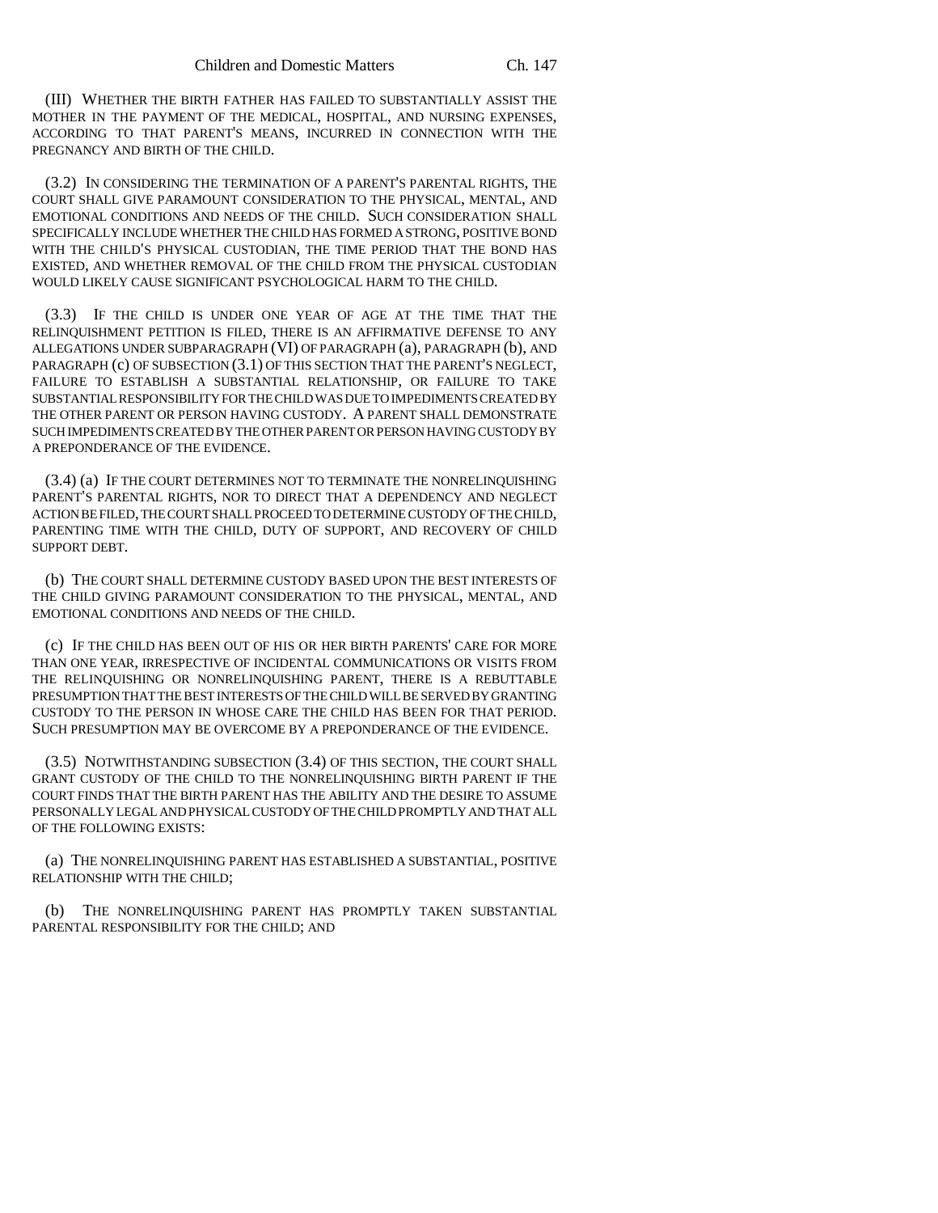(III) WHETHER THE BIRTH FATHER HAS FAILED TO SUBSTANTIALLY ASSIST THE MOTHER IN THE PAYMENT OF THE MEDICAL, HOSPITAL, AND NURSING EXPENSES, ACCORDING TO THAT PARENT'S MEANS, INCURRED IN CONNECTION WITH THE PREGNANCY AND BIRTH OF THE CHILD.

(3.2) IN CONSIDERING THE TERMINATION OF A PARENT'S PARENTAL RIGHTS, THE COURT SHALL GIVE PARAMOUNT CONSIDERATION TO THE PHYSICAL, MENTAL, AND EMOTIONAL CONDITIONS AND NEEDS OF THE CHILD. SUCH CONSIDERATION SHALL SPECIFICALLY INCLUDE WHETHER THE CHILD HAS FORMED A STRONG, POSITIVE BOND WITH THE CHILD'S PHYSICAL CUSTODIAN, THE TIME PERIOD THAT THE BOND HAS EXISTED, AND WHETHER REMOVAL OF THE CHILD FROM THE PHYSICAL CUSTODIAN WOULD LIKELY CAUSE SIGNIFICANT PSYCHOLOGICAL HARM TO THE CHILD.

(3.3) IF THE CHILD IS UNDER ONE YEAR OF AGE AT THE TIME THAT THE RELINQUISHMENT PETITION IS FILED, THERE IS AN AFFIRMATIVE DEFENSE TO ANY ALLEGATIONS UNDER SUBPARAGRAPH (VI) OF PARAGRAPH (a), PARAGRAPH (b), AND PARAGRAPH (c) OF SUBSECTION (3.1) OF THIS SECTION THAT THE PARENT'S NEGLECT, FAILURE TO ESTABLISH A SUBSTANTIAL RELATIONSHIP, OR FAILURE TO TAKE SUBSTANTIAL RESPONSIBILITY FOR THE CHILD WAS DUE TO IMPEDIMENTS CREATED BY THE OTHER PARENT OR PERSON HAVING CUSTODY. A PARENT SHALL DEMONSTRATE SUCH IMPEDIMENTS CREATED BY THE OTHER PARENT OR PERSON HAVING CUSTODY BY A PREPONDERANCE OF THE EVIDENCE.

(3.4) (a) IF THE COURT DETERMINES NOT TO TERMINATE THE NONRELINQUISHING PARENT'S PARENTAL RIGHTS, NOR TO DIRECT THAT A DEPENDENCY AND NEGLECT ACTION BE FILED, THE COURT SHALL PROCEED TO DETERMINE CUSTODY OF THE CHILD, PARENTING TIME WITH THE CHILD, DUTY OF SUPPORT, AND RECOVERY OF CHILD SUPPORT DEBT.

(b) THE COURT SHALL DETERMINE CUSTODY BASED UPON THE BEST INTERESTS OF THE CHILD GIVING PARAMOUNT CONSIDERATION TO THE PHYSICAL, MENTAL, AND EMOTIONAL CONDITIONS AND NEEDS OF THE CHILD.

(c) IF THE CHILD HAS BEEN OUT OF HIS OR HER BIRTH PARENTS' CARE FOR MORE THAN ONE YEAR, IRRESPECTIVE OF INCIDENTAL COMMUNICATIONS OR VISITS FROM THE RELINQUISHING OR NONRELINQUISHING PARENT, THERE IS A REBUTTABLE PRESUMPTION THAT THE BEST INTERESTS OF THE CHILD WILL BE SERVED BY GRANTING CUSTODY TO THE PERSON IN WHOSE CARE THE CHILD HAS BEEN FOR THAT PERIOD. SUCH PRESUMPTION MAY BE OVERCOME BY A PREPONDERANCE OF THE EVIDENCE.

(3.5) NOTWITHSTANDING SUBSECTION (3.4) OF THIS SECTION, THE COURT SHALL GRANT CUSTODY OF THE CHILD TO THE NONRELINQUISHING BIRTH PARENT IF THE COURT FINDS THAT THE BIRTH PARENT HAS THE ABILITY AND THE DESIRE TO ASSUME PERSONALLY LEGAL AND PHYSICAL CUSTODY OF THE CHILD PROMPTLY AND THAT ALL OF THE FOLLOWING EXISTS:

(a) THE NONRELINQUISHING PARENT HAS ESTABLISHED A SUBSTANTIAL, POSITIVE RELATIONSHIP WITH THE CHILD;

(b) THE NONRELINQUISHING PARENT HAS PROMPTLY TAKEN SUBSTANTIAL PARENTAL RESPONSIBILITY FOR THE CHILD; AND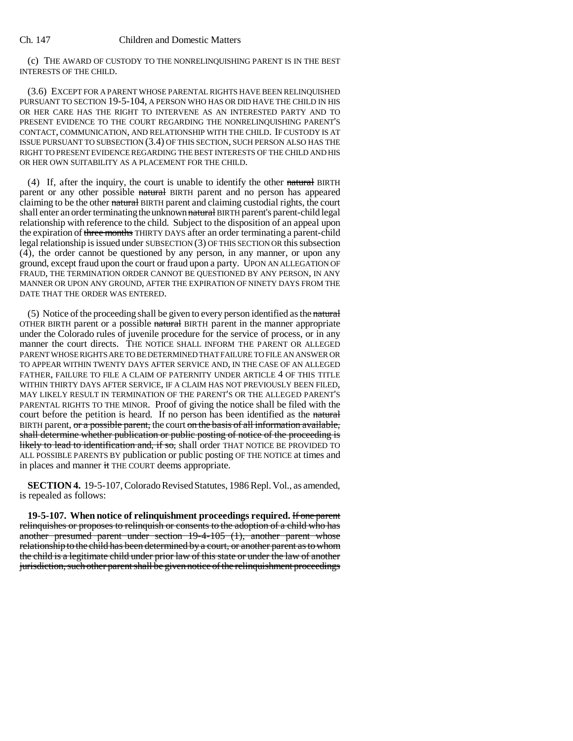(c) THE AWARD OF CUSTODY TO THE NONRELINQUISHING PARENT IS IN THE BEST INTERESTS OF THE CHILD.

(3.6) EXCEPT FOR A PARENT WHOSE PARENTAL RIGHTS HAVE BEEN RELINQUISHED PURSUANT TO SECTION 19-5-104, A PERSON WHO HAS OR DID HAVE THE CHILD IN HIS OR HER CARE HAS THE RIGHT TO INTERVENE AS AN INTERESTED PARTY AND TO PRESENT EVIDENCE TO THE COURT REGARDING THE NONRELINQUISHING PARENT'S CONTACT, COMMUNICATION, AND RELATIONSHIP WITH THE CHILD. IF CUSTODY IS AT ISSUE PURSUANT TO SUBSECTION (3.4) OF THIS SECTION, SUCH PERSON ALSO HAS THE RIGHT TO PRESENT EVIDENCE REGARDING THE BEST INTERESTS OF THE CHILD AND HIS OR HER OWN SUITABILITY AS A PLACEMENT FOR THE CHILD.

(4) If, after the inquiry, the court is unable to identify the other ~~natural~~ BIRTH parent or any other possible ~~natural~~ BIRTH parent and no person has appeared claiming to be the other ~~natural~~ BIRTH parent and claiming custodial rights, the court shall enter an order terminating the unknown ~~natural~~ BIRTH parent's parent-child legal relationship with reference to the child. Subject to the disposition of an appeal upon the expiration of ~~three months~~ THIRTY DAYS after an order terminating a parent-child legal relationship is issued under SUBSECTION (3) OF THIS SECTION OR this subsection (4), the order cannot be questioned by any person, in any manner, or upon any ground, except fraud upon the court or fraud upon a party. UPON AN ALLEGATION OF FRAUD, THE TERMINATION ORDER CANNOT BE QUESTIONED BY ANY PERSON, IN ANY MANNER OR UPON ANY GROUND, AFTER THE EXPIRATION OF NINETY DAYS FROM THE DATE THAT THE ORDER WAS ENTERED.

(5) Notice of the proceeding shall be given to every person identified as the ~~natural~~ OTHER BIRTH parent or a possible ~~natural~~ BIRTH parent in the manner appropriate under the Colorado rules of juvenile procedure for the service of process, or in any manner the court directs. THE NOTICE SHALL INFORM THE PARENT OR ALLEGED PARENT WHOSE RIGHTS ARE TO BE DETERMINED THAT FAILURE TO FILE AN ANSWER OR TO APPEAR WITHIN TWENTY DAYS AFTER SERVICE AND, IN THE CASE OF AN ALLEGED FATHER, FAILURE TO FILE A CLAIM OF PATERNITY UNDER ARTICLE 4 OF THIS TITLE WITHIN THIRTY DAYS AFTER SERVICE, IF A CLAIM HAS NOT PREVIOUSLY BEEN FILED, MAY LIKELY RESULT IN TERMINATION OF THE PARENT'S OR THE ALLEGED PARENT'S PARENTAL RIGHTS TO THE MINOR. Proof of giving the notice shall be filed with the court before the petition is heard. If no person has been identified as the ~~natural~~ BIRTH parent, ~~or a possible parent,~~ the court ~~on the basis of all information available, shall determine whether publication or public posting of notice of the proceeding is likely to lead to identification and, if so,~~ shall order THAT NOTICE BE PROVIDED TO ALL POSSIBLE PARENTS BY publication or public posting OF THE NOTICE at times and in places and manner ~~it~~ THE COURT deems appropriate.

**SECTION 4.** 19-5-107, Colorado Revised Statutes, 1986 Repl. Vol., as amended, is repealed as follows:

**19-5-107. When notice of relinquishment proceedings required.** ~~If one parent relinquishes or proposes to relinquish or consents to the adoption of a child who has another presumed parent under section 19-4-105 (1), another parent whose relationship to the child has been determined by a court, or another parent as to whom the child is a legitimate child under prior law of this state or under the law of another jurisdiction, such other parent shall be given notice of the relinquishment proceedings~~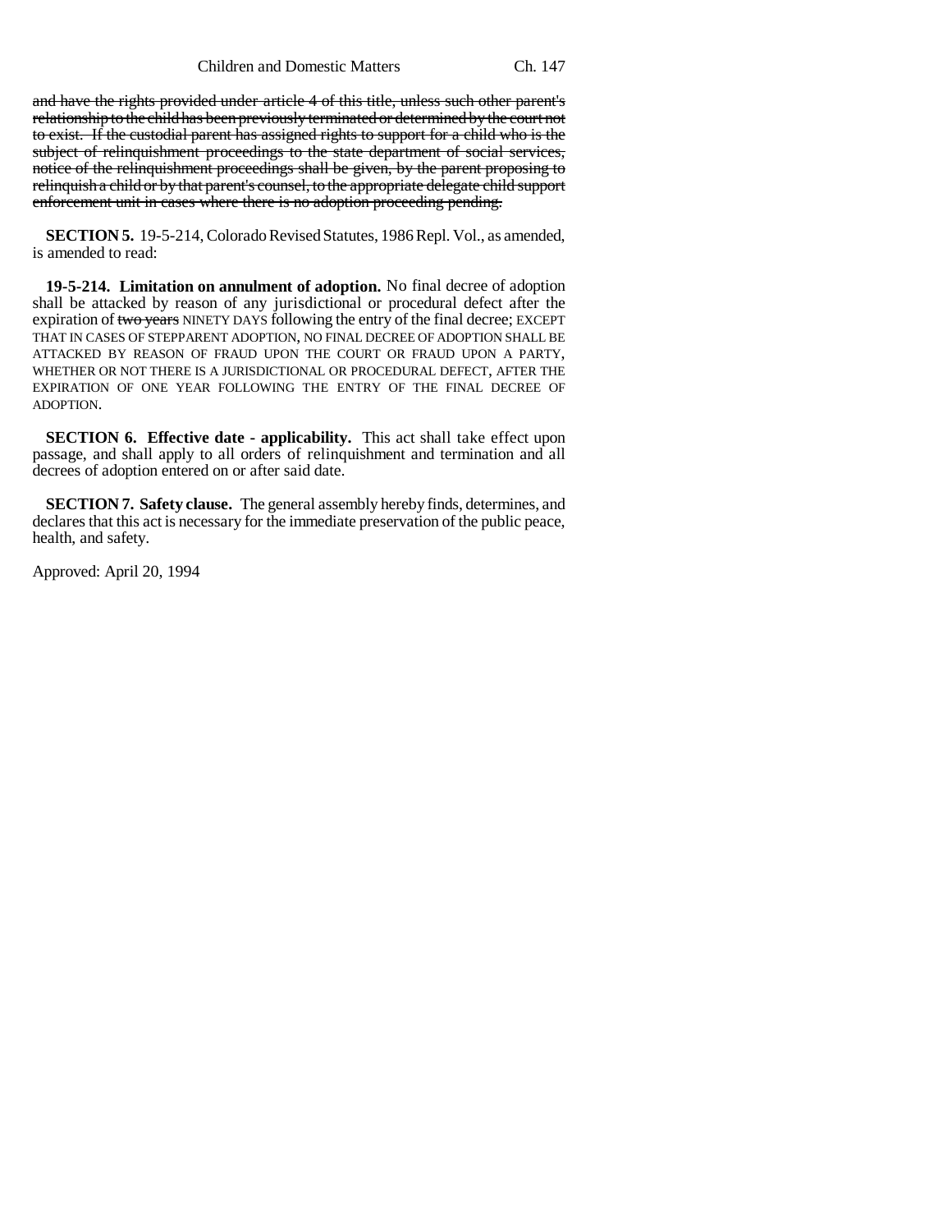~~and have the rights provided under article 4 of this title, unless such other parent's relationship to the child has been previously terminated or determined by the court not to exist. If the custodial parent has assigned rights to support for a child who is the subject of relinquishment proceedings to the state department of social services, notice of the relinquishment proceedings shall be given, by the parent proposing to relinquish a child or by that parent's counsel, to the appropriate delegate child support enforcement unit in cases where there is no adoption proceeding pending.~~

**SECTION 5.** 19-5-214, Colorado Revised Statutes, 1986 Repl. Vol., as amended, is amended to read:

**19-5-214. Limitation on annulment of adoption.** No final decree of adoption shall be attacked by reason of any jurisdictional or procedural defect after the expiration of ~~two years~~ NINETY DAYS following the entry of the final decree; EXCEPT THAT IN CASES OF STEPPARENT ADOPTION, NO FINAL DECREE OF ADOPTION SHALL BE ATTACKED BY REASON OF FRAUD UPON THE COURT OR FRAUD UPON A PARTY, WHETHER OR NOT THERE IS A JURISDICTIONAL OR PROCEDURAL DEFECT, AFTER THE EXPIRATION OF ONE YEAR FOLLOWING THE ENTRY OF THE FINAL DECREE OF ADOPTION.

**SECTION 6. Effective date - applicability.** This act shall take effect upon passage, and shall apply to all orders of relinquishment and termination and all decrees of adoption entered on or after said date.

**SECTION 7. Safety clause.** The general assembly hereby finds, determines, and declares that this act is necessary for the immediate preservation of the public peace, health, and safety.

Approved: April 20, 1994